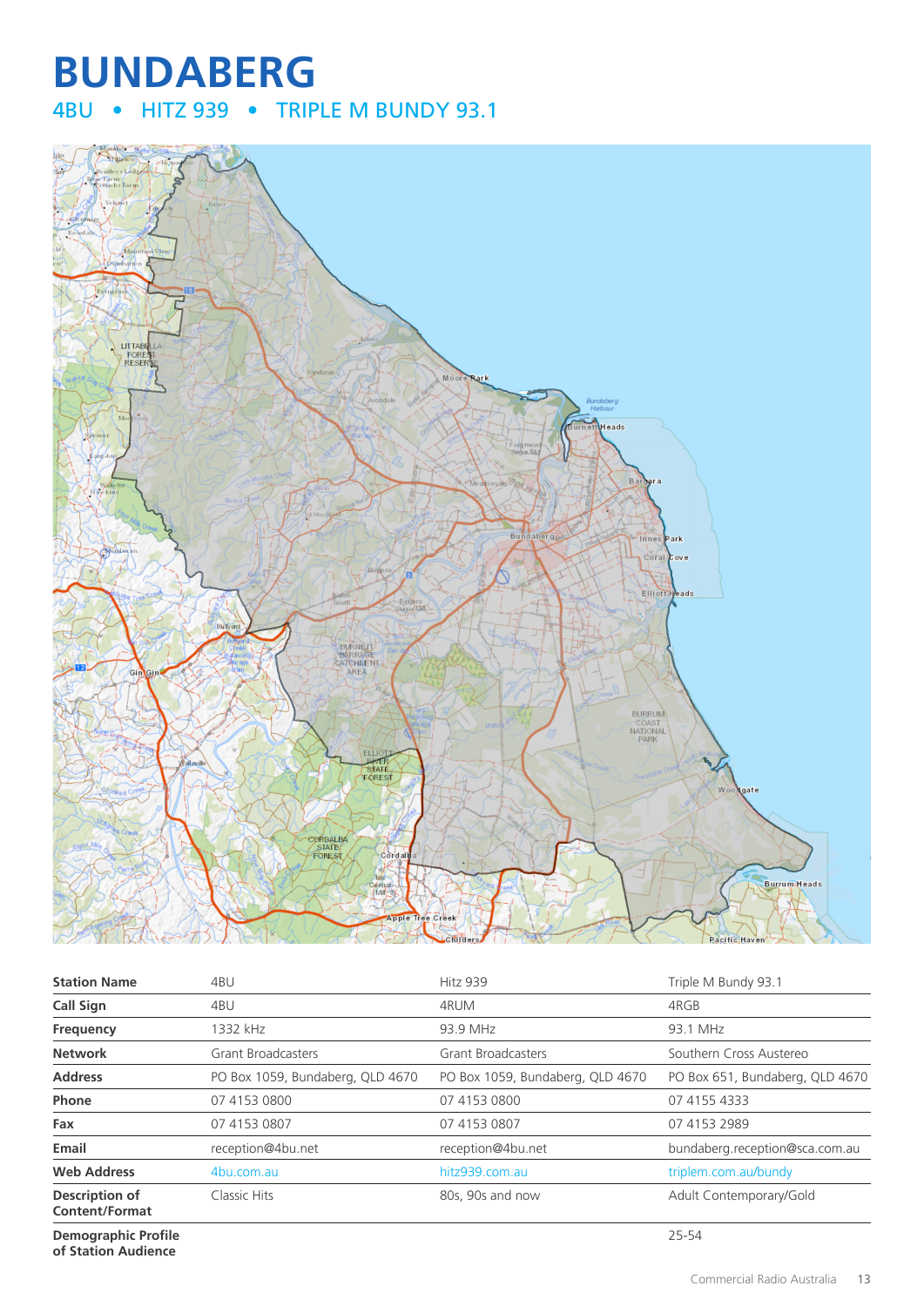# BUNDABERG

## 4BU • HITZ 939 • TRIPLE M BUNDY 93.1

| Station Name | 4BU | Hitz 939 | Triple M Bundy 93.1 |
|---|---|---|---|
| Call Sign | 4BU | 4RUM | 4RGB |
| Frequency | 1332 kHz | 93.9 MHz | 93.1 MHz |
| Network | Grant Broadcasters | Grant Broadcasters | Southern Cross Austereo |
| Address | PO Box 1059, Bundaberg, QLD 4670 | PO Box 1059, Bundaberg, QLD 4670 | PO Box 651, Bundaberg, QLD 4670 |
| Phone | 07 4153 0800 | 07 4153 0800 | 07 4155 4333 |
| Fax | 07 4153 0807 | 07 4153 0807 | 07 4153 2989 |
| Email | reception@4bu.net | reception@4bu.net | bundaberg.reception@sca.com.au |
| Web Address | 4bu.com.au | hitz939.com.au | triplem.com.au/bundy |
| Description of Content/Format | Classic Hits | 80s, 90s and now | Adult Contemporary/Gold |
| Demographic Profile of Station Audience | | | 25-54 |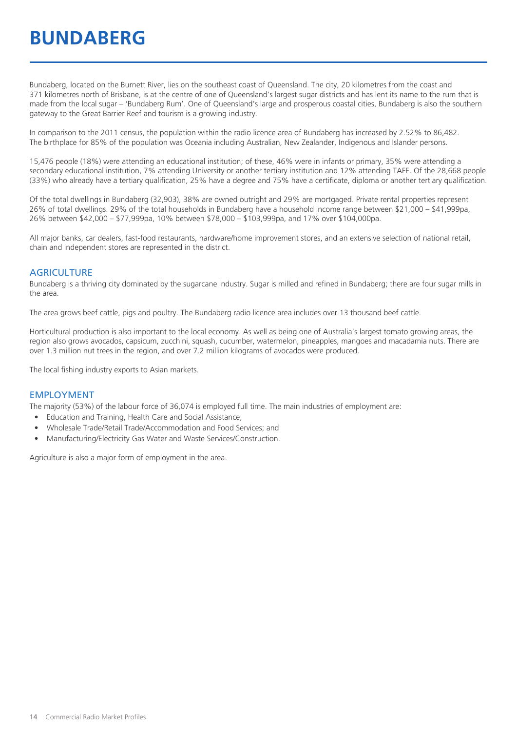# BUNDABERG

Bundaberg, located on the Burnett River, lies on the southeast coast of Queensland. The city, 20 kilometres from the coast and 371 kilometres north of Brisbane, is at the centre of one of Queensland's largest sugar districts and has lent its name to the rum that is made from the local sugar – 'Bundaberg Rum'. One of Queensland's large and prosperous coastal cities, Bundaberg is also the southern gateway to the Great Barrier Reef and tourism is a growing industry.

In comparison to the 2011 census, the population within the radio licence area of Bundaberg has increased by 2.52% to 86,482. The birthplace for 85% of the population was Oceania including Australian, New Zealander, Indigenous and Islander persons.

15,476 people (18%) were attending an educational institution; of these, 46% were in infants or primary, 35% were attending a secondary educational institution, 7% attending University or another tertiary institution and 12% attending TAFE. Of the 28,668 people (33%) who already have a tertiary qualification, 25% have a degree and 75% have a certificate, diploma or another tertiary qualification.

Of the total dwellings in Bundaberg (32,903), 38% are owned outright and 29% are mortgaged. Private rental properties represent 26% of total dwellings. 29% of the total households in Bundaberg have a household income range between $21,000 – $41,999pa, 26% between $42,000 – $77,999pa, 10% between $78,000 – $103,999pa, and 17% over $104,000pa.

All major banks, car dealers, fast-food restaurants, hardware/home improvement stores, and an extensive selection of national retail, chain and independent stores are represented in the district.

## AGRICULTURE

Bundaberg is a thriving city dominated by the sugarcane industry. Sugar is milled and refined in Bundaberg; there are four sugar mills in the area.

The area grows beef cattle, pigs and poultry. The Bundaberg radio licence area includes over 13 thousand beef cattle.

Horticultural production is also important to the local economy. As well as being one of Australia's largest tomato growing areas, the region also grows avocados, capsicum, zucchini, squash, cucumber, watermelon, pineapples, mangoes and macadamia nuts. There are over 1.3 million nut trees in the region, and over 7.2 million kilograms of avocados were produced.

The local fishing industry exports to Asian markets.

## EMPLOYMENT

The majority (53%) of the labour force of 36,074 is employed full time. The main industries of employment are:

- Education and Training, Health Care and Social Assistance;
- Wholesale Trade/Retail Trade/Accommodation and Food Services; and
- Manufacturing/Electricity Gas Water and Waste Services/Construction.

Agriculture is also a major form of employment in the area.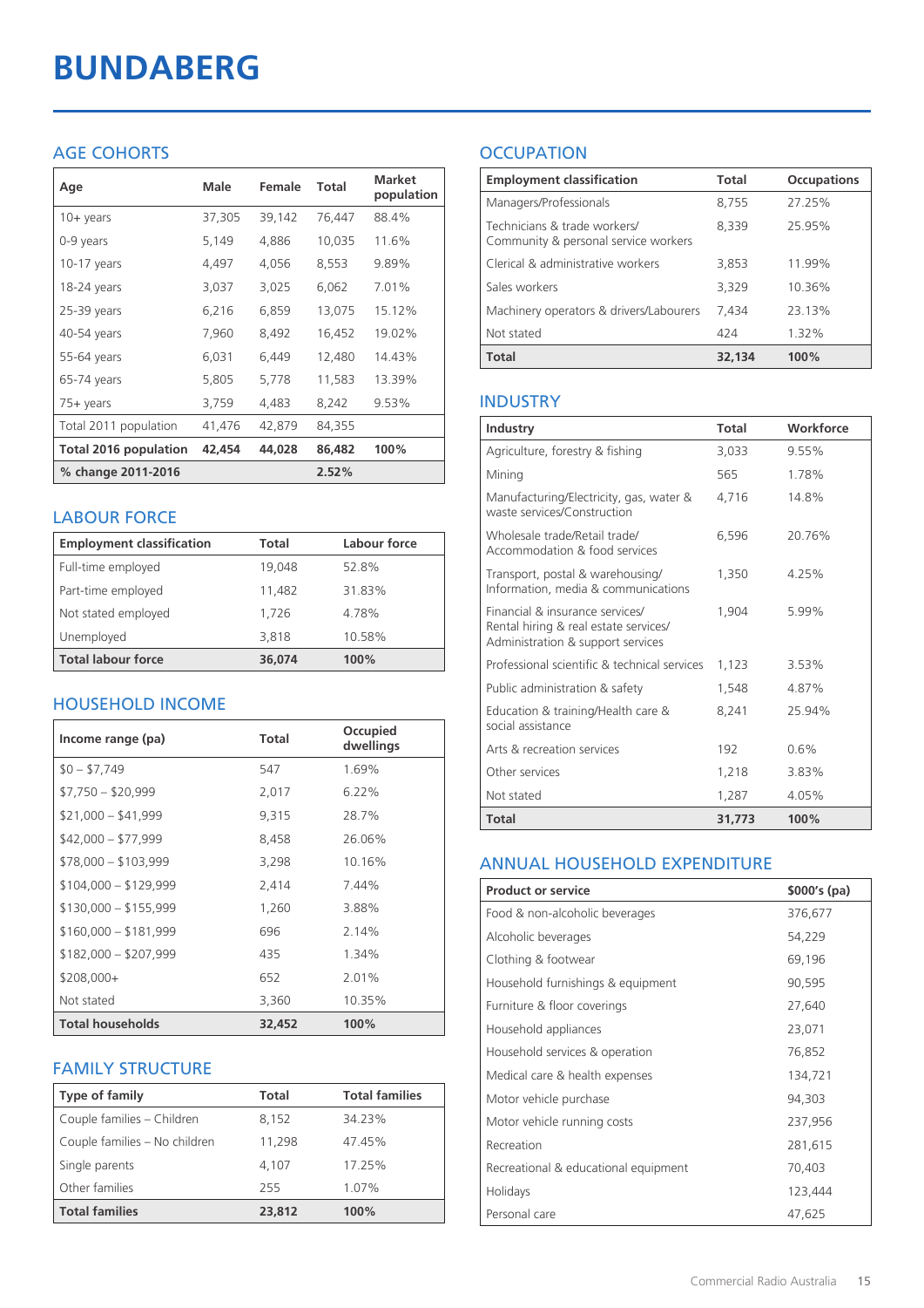# BUNDABERG

## AGE COHORTS

| Age | Male | Female | Total | Market population |
|---|---|---|---|---|
| 10+ years | 37,305 | 39,142 | 76,447 | 88.4% |
| 0-9 years | 5,149 | 4,886 | 10,035 | 11.6% |
| 10-17 years | 4,497 | 4,056 | 8,553 | 9.89% |
| 18-24 years | 3,037 | 3,025 | 6,062 | 7.01% |
| 25-39 years | 6,216 | 6,859 | 13,075 | 15.12% |
| 40-54 years | 7,960 | 8,492 | 16,452 | 19.02% |
| 55-64 years | 6,031 | 6,449 | 12,480 | 14.43% |
| 65-74 years | 5,805 | 5,778 | 11,583 | 13.39% |
| 75+ years | 3,759 | 4,483 | 8,242 | 9.53% |
| Total 2011 population | 41,476 | 42,879 | 84,355 | |
| **Total 2016 population** | **42,454** | **44,028** | **86,482** | **100%** |
| **% change 2011-2016** | | | **2.52%** | |

## LABOUR FORCE

| Employment classification | Total | Labour force |
|---|---|---|
| Full-time employed | 19,048 | 52.8% |
| Part-time employed | 11,482 | 31.83% |
| Not stated employed | 1,726 | 4.78% |
| Unemployed | 3,818 | 10.58% |
| **Total labour force** | **36,074** | **100%** |

## HOUSEHOLD INCOME

| Income range (pa) | Total | Occupied dwellings |
|---|---|---|
| $0 – $7,749 | 547 | 1.69% |
| $7,750 – $20,999 | 2,017 | 6.22% |
| $21,000 – $41,999 | 9,315 | 28.7% |
| $42,000 – $77,999 | 8,458 | 26.06% |
| $78,000 – $103,999 | 3,298 | 10.16% |
| $104,000 – $129,999 | 2,414 | 7.44% |
| $130,000 – $155,999 | 1,260 | 3.88% |
| $160,000 – $181,999 | 696 | 2.14% |
| $182,000 – $207,999 | 435 | 1.34% |
| $208,000+ | 652 | 2.01% |
| Not stated | 3,360 | 10.35% |
| **Total households** | **32,452** | **100%** |

## FAMILY STRUCTURE

| Type of family | Total | Total families |
|---|---|---|
| Couple families – Children | 8,152 | 34.23% |
| Couple families – No children | 11,298 | 47.45% |
| Single parents | 4,107 | 17.25% |
| Other families | 255 | 1.07% |
| **Total families** | **23,812** | **100%** |

## OCCUPATION

| Employment classification | Total | Occupations |
|---|---|---|
| Managers/Professionals | 8,755 | 27.25% |
| Technicians & trade workers/ Community & personal service workers | 8,339 | 25.95% |
| Clerical & administrative workers | 3,853 | 11.99% |
| Sales workers | 3,329 | 10.36% |
| Machinery operators & drivers/Labourers | 7,434 | 23.13% |
| Not stated | 424 | 1.32% |
| **Total** | **32,134** | **100%** |

## INDUSTRY

| Industry | Total | Workforce |
|---|---|---|
| Agriculture, forestry & fishing | 3,033 | 9.55% |
| Mining | 565 | 1.78% |
| Manufacturing/Electricity, gas, water & waste services/Construction | 4,716 | 14.8% |
| Wholesale trade/Retail trade/ Accommodation & food services | 6,596 | 20.76% |
| Transport, postal & warehousing/ Information, media & communications | 1,350 | 4.25% |
| Financial & insurance services/ Rental hiring & real estate services/ Administration & support services | 1,904 | 5.99% |
| Professional scientific & technical services | 1,123 | 3.53% |
| Public administration & safety | 1,548 | 4.87% |
| Education & training/Health care & social assistance | 8,241 | 25.94% |
| Arts & recreation services | 192 | 0.6% |
| Other services | 1,218 | 3.83% |
| Not stated | 1,287 | 4.05% |
| **Total** | **31,773** | **100%** |

## ANNUAL HOUSEHOLD EXPENDITURE

| Product or service | $000's (pa) |
|---|---|
| Food & non-alcoholic beverages | 376,677 |
| Alcoholic beverages | 54,229 |
| Clothing & footwear | 69,196 |
| Household furnishings & equipment | 90,595 |
| Furniture & floor coverings | 27,640 |
| Household appliances | 23,071 |
| Household services & operation | 76,852 |
| Medical care & health expenses | 134,721 |
| Motor vehicle purchase | 94,303 |
| Motor vehicle running costs | 237,956 |
| Recreation | 281,615 |
| Recreational & educational equipment | 70,403 |
| Holidays | 123,444 |
| Personal care | 47,625 |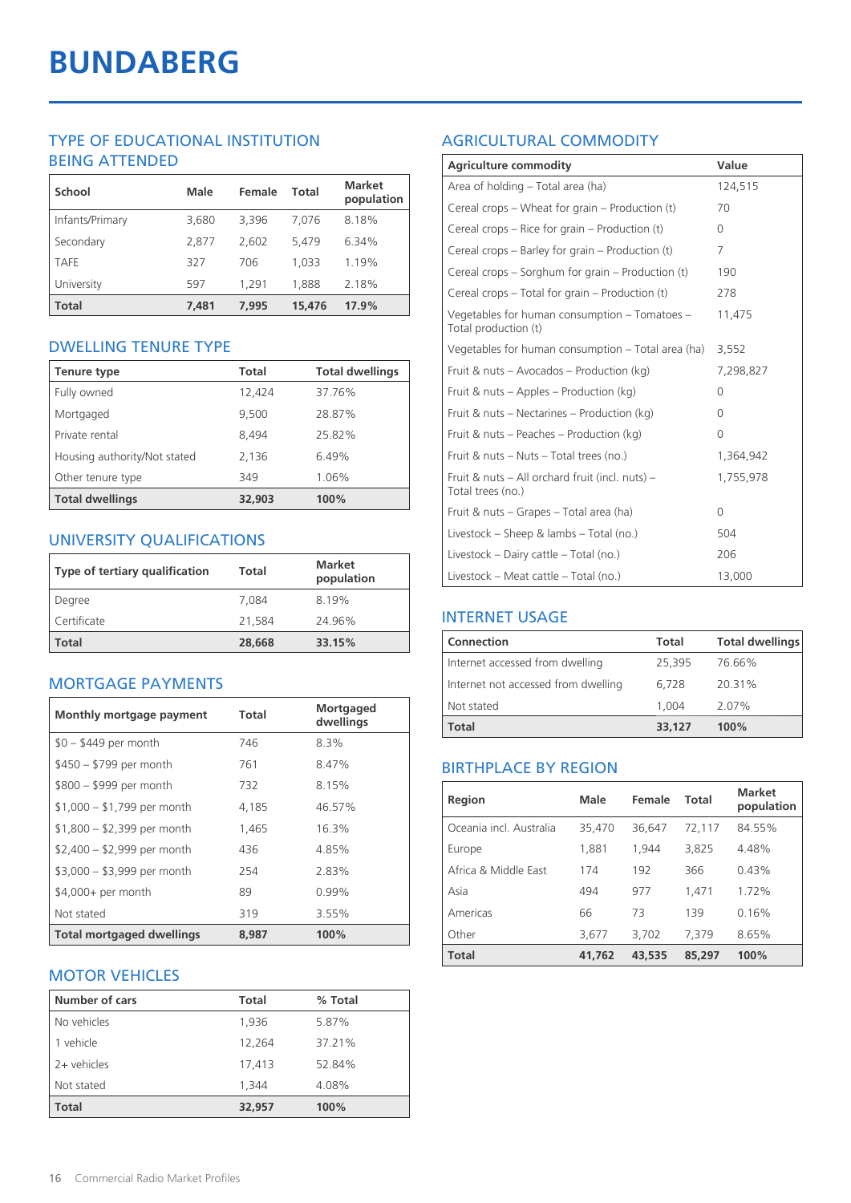# BUNDABERG

## TYPE OF EDUCATIONAL INSTITUTION BEING ATTENDED

| School | Male | Female | Total | Market population |
|---|---|---|---|---|
| Infants/Primary | 3,680 | 3,396 | 7,076 | 8.18% |
| Secondary | 2,877 | 2,602 | 5,479 | 6.34% |
| TAFE | 327 | 706 | 1,033 | 1.19% |
| University | 597 | 1,291 | 1,888 | 2.18% |
| **Total** | **7,481** | **7,995** | **15,476** | **17.9%** |

## DWELLING TENURE TYPE

| Tenure type | Total | Total dwellings |
|---|---|---|
| Fully owned | 12,424 | 37.76% |
| Mortgaged | 9,500 | 28.87% |
| Private rental | 8,494 | 25.82% |
| Housing authority/Not stated | 2,136 | 6.49% |
| Other tenure type | 349 | 1.06% |
| **Total dwellings** | **32,903** | **100%** |

## UNIVERSITY QUALIFICATIONS

| Type of tertiary qualification | Total | Market population |
|---|---|---|
| Degree | 7,084 | 8.19% |
| Certificate | 21,584 | 24.96% |
| **Total** | **28,668** | **33.15%** |

## MORTGAGE PAYMENTS

| Monthly mortgage payment | Total | Mortgaged dwellings |
|---|---|---|
| $0 – $449 per month | 746 | 8.3% |
| $450 – $799 per month | 761 | 8.47% |
| $800 – $999 per month | 732 | 8.15% |
| $1,000 – $1,799 per month | 4,185 | 46.57% |
| $1,800 – $2,399 per month | 1,465 | 16.3% |
| $2,400 – $2,999 per month | 436 | 4.85% |
| $3,000 – $3,999 per month | 254 | 2.83% |
| $4,000+ per month | 89 | 0.99% |
| Not stated | 319 | 3.55% |
| **Total mortgaged dwellings** | **8,987** | **100%** |

## MOTOR VEHICLES

| Number of cars | Total | % Total |
|---|---|---|
| No vehicles | 1,936 | 5.87% |
| 1 vehicle | 12,264 | 37.21% |
| 2+ vehicles | 17,413 | 52.84% |
| Not stated | 1,344 | 4.08% |
| **Total** | **32,957** | **100%** |

## AGRICULTURAL COMMODITY

| Agriculture commodity | Value |
|---|---|
| Area of holding – Total area (ha) | 124,515 |
| Cereal crops – Wheat for grain – Production (t) | 70 |
| Cereal crops – Rice for grain – Production (t) | 0 |
| Cereal crops – Barley for grain – Production (t) | 7 |
| Cereal crops – Sorghum for grain – Production (t) | 190 |
| Cereal crops – Total for grain – Production (t) | 278 |
| Vegetables for human consumption – Tomatoes – Total production (t) | 11,475 |
| Vegetables for human consumption – Total area (ha) | 3,552 |
| Fruit & nuts – Avocados – Production (kg) | 7,298,827 |
| Fruit & nuts – Apples – Production (kg) | 0 |
| Fruit & nuts – Nectarines – Production (kg) | 0 |
| Fruit & nuts – Peaches – Production (kg) | 0 |
| Fruit & nuts – Nuts – Total trees (no.) | 1,364,942 |
| Fruit & nuts – All orchard fruit (incl. nuts) – Total trees (no.) | 1,755,978 |
| Fruit & nuts – Grapes – Total area (ha) | 0 |
| Livestock – Sheep & lambs – Total (no.) | 504 |
| Livestock – Dairy cattle – Total (no.) | 206 |
| Livestock – Meat cattle – Total (no.) | 13,000 |

## INTERNET USAGE

| Connection | Total | Total dwellings |
|---|---|---|
| Internet accessed from dwelling | 25,395 | 76.66% |
| Internet not accessed from dwelling | 6,728 | 20.31% |
| Not stated | 1,004 | 2.07% |
| **Total** | **33,127** | **100%** |

## BIRTHPLACE BY REGION

| Region | Male | Female | Total | Market population |
|---|---|---|---|---|
| Oceania incl. Australia | 35,470 | 36,647 | 72,117 | 84.55% |
| Europe | 1,881 | 1,944 | 3,825 | 4.48% |
| Africa & Middle East | 174 | 192 | 366 | 0.43% |
| Asia | 494 | 977 | 1,471 | 1.72% |
| Americas | 66 | 73 | 139 | 0.16% |
| Other | 3,677 | 3,702 | 7,379 | 8.65% |
| **Total** | **41,762** | **43,535** | **85,297** | **100%** |